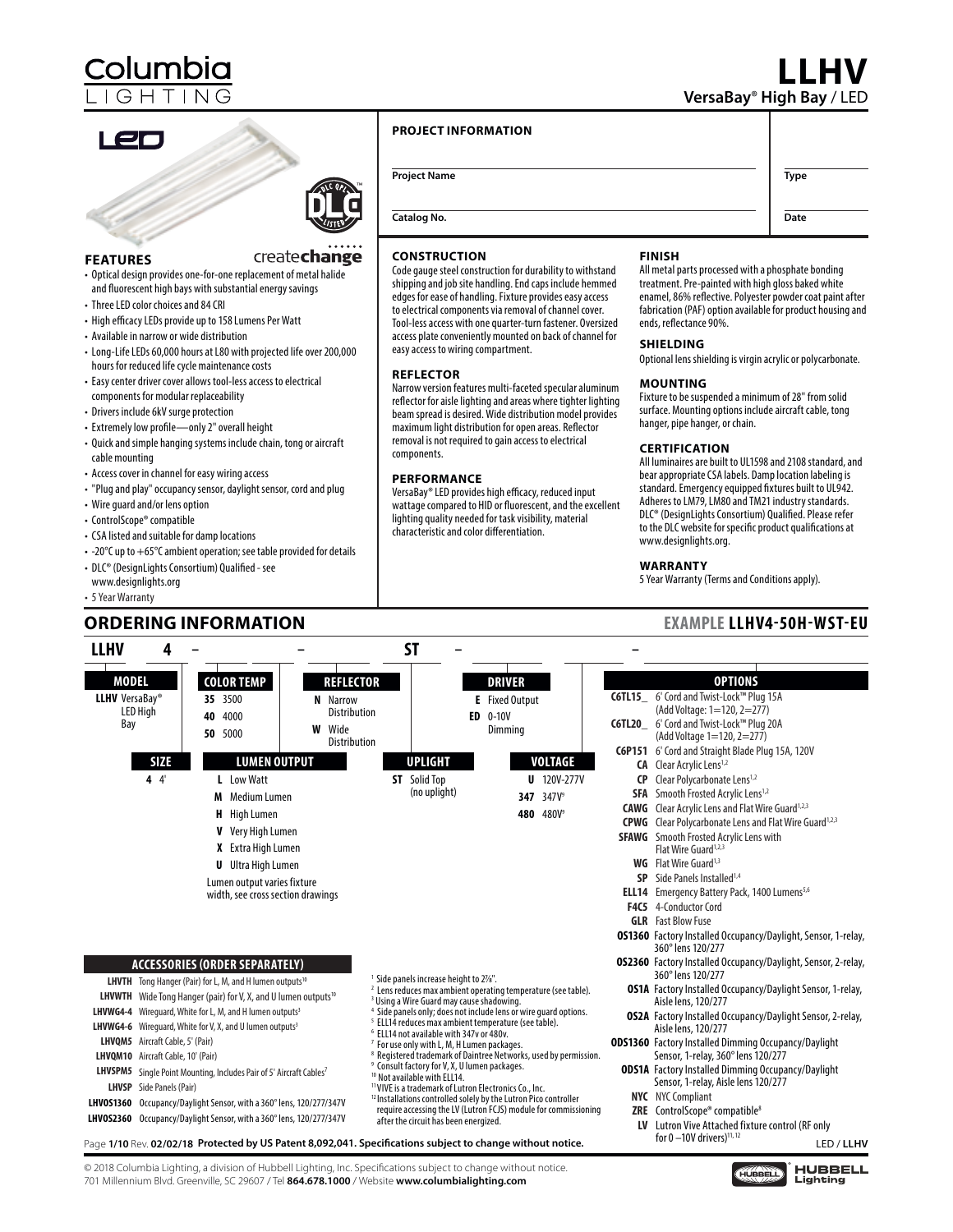# Columbia LIGHTING

# LLHV

**VersaBay® High Bay / LED**

LED

createchange

## FEATURES

- Optical design provides one-for-one replacement of metal halide and fluorescent high bays with substantial energy savings
- Three LED color choices and 84 CRI
- High efficacy LEDs provide up to 158 Lumens Per Watt
- Available in narrow or wide distribution
- Long-Life LEDs 60,000 hours at L80 with projected life over 200,000 hours for reduced life cycle maintenance costs
- Easy center driver cover allows tool-less access to electrical components for modular replaceability
- Drivers include 6kV surge protection
- Extremely low profile—only 2" overall height
- Quick and simple hanging systems include chain, tong or aircraft cable mounting
- Access cover in channel for easy wiring access
- "Plug and play" occupancy sensor, daylight sensor, cord and plug
- Wire guard and/or lens option
- ControlScope® compatible
- CSA listed and suitable for damp locations
- -20°C up to +65°C ambient operation; see table provided for details
- DLC® (DesignLights Consortium) Qualified - see www.designlights.org
- 5 Year Warranty

## PROJECT INFORMATION

| Project Name | Type |
|---|---|
| Catalog No. | Date |

## CONSTRUCTION

Code gauge steel construction for durability to withstand shipping and job site handling. End caps include hemmed edges for ease of handling. Fixture provides easy access to electrical components via removal of channel cover. Tool-less access with one quarter-turn fastener. Oversized access plate conveniently mounted on back of channel for easy access to wiring compartment.

## REFLECTOR

Narrow version features multi-faceted specular aluminum reflector for aisle lighting and areas where tighter lighting beam spread is desired. Wide distribution model provides maximum light distribution for open areas. Reflector removal is not required to gain access to electrical components.

## PERFORMANCE

VersaBay® LED provides high efficacy, reduced input wattage compared to HID or fluorescent, and the excellent lighting quality needed for task visibility, material characteristic and color differentiation.

## FINISH

All metal parts processed with a phosphate bonding treatment. Pre-painted with high gloss baked white enamel, 86% reflective. Polyester powder coat paint after fabrication (PAF) option available for product housing and ends, reflectance 90%.

## SHIELDING

Optional lens shielding is virgin acrylic or polycarbonate.

## MOUNTING

Fixture to be suspended a minimum of 28" from solid surface. Mounting options include aircraft cable, tong hanger, pipe hanger, or chain.

## CERTIFICATION

All luminaires are built to UL1598 and 2108 standard, and bear appropriate CSA labels. Damp location labeling is standard. Emergency equipped fixtures built to UL942. Adheres to LM79, LM80 and TM21 industry standards. DLC® (DesignLights Consortium) Qualified. Please refer to the DLC website for specific product qualifications at www.designlights.org.

## WARRANTY

5 Year Warranty (Terms and Conditions apply).

## ORDERING INFORMATION

**EXAMPLE LLHV4-50H-WST-EU**

LLHV 4 – ___ ___ – ___ ST – ___ ___ – ___

| MODEL | COLOR TEMP | REFLECTOR | DRIVER |
|---|---|---|---|
| **LLHV** VersaBay® LED High Bay | **35** 3500 | **N** Narrow Distribution | **E** Fixed Output |
| | **40** 4000 | **W** Wide Distribution | **ED** 0-10V Dimming |
| | **50** 5000 | | |

| SIZE | LUMEN OUTPUT | UPLIGHT | VOLTAGE |
|---|---|---|---|
| **4** 4' | **L** Low Watt | **ST** Solid Top (no uplight) | **U** 120V-277V |
| | **M** Medium Lumen | | **347** 347V[9] |
| | **H** High Lumen | | **480** 480V[9] |
| | **V** Very High Lumen | | |
| | **X** Extra High Lumen | | |
| | **U** Ultra High Lumen | | |
| | Lumen output varies fixture width, see cross section drawings | | |

### OPTIONS

| Code | Description |
|---|---|
| **C6TL15_** | 6' Cord and Twist-Lock™ Plug 15A (Add Voltage: 1=120, 2=277) |
| **C6TL20_** | 6' Cord and Twist-Lock™ Plug 20A (Add Voltage 1=120, 2=277) |
| **C6P151** | 6' Cord and Straight Blade Plug 15A, 120V |
| **CA** | Clear Acrylic Lens[1,2] |
| **CP** | Clear Polycarbonate Lens[1,2] |
| **SFA** | Smooth Frosted Acrylic Lens[1,2] |
| **CAWG** | Clear Acrylic Lens and Flat Wire Guard[1,2,3] |
| **CPWG** | Clear Polycarbonate Lens and Flat Wire Guard[1,2,3] |
| **SFAWG** | Smooth Frosted Acrylic Lens with Flat Wire Guard[1,2,3] |
| **WG** | Flat Wire Guard[1,3] |
| **SP** | Side Panels Installed[1,4] |
| **ELL14** | Emergency Battery Pack, 1400 Lumens[5,6] |
| **F4C5** | 4-Conductor Cord |
| **GLR** | Fast Blow Fuse |
| **OS1360** | Factory Installed Occupancy/Daylight, Sensor, 1-relay, 360° lens 120/277 |
| **OS2360** | Factory Installed Occupancy/Daylight, Sensor, 2-relay, 360° lens 120/277 |
| **OS1A** | Factory Installed Occupancy/Daylight Sensor, 1-relay, Aisle lens, 120/277 |
| **OS2A** | Factory Installed Occupancy/Daylight Sensor, 2-relay, Aisle lens, 120/277 |
| **ODS1360** | Factory Installed Dimming Occupancy/Daylight Sensor, 1-relay, 360° lens 120/277 |
| **ODS1A** | Factory Installed Dimming Occupancy/Daylight Sensor, 1-relay, Aisle lens 120/277 |
| **NYC** | NYC Compliant |
| **ZRE** | ControlScope® compatible[8] |
| **LV** | Lutron Vive Attached fixture control (RF only for 0 –10V drivers)[11,12] |

### ACCESSORIES (ORDER SEPARATELY)

| Code | Description |
|---|---|
| **LHVTH** | Tong Hanger (Pair) for L, M, and H lumen outputs[10] |
| **LHVWTH** | Wide Tong Hanger (pair) for V, X, and U lumen outputs[10] |
| **LHVWG4-4** | Wireguard, White for L, M, and H lumen outputs[3] |
| **LHVWG4-6** | Wireguard, White for V, X, and U lumen outputs[3] |
| **LHVQM5** | Aircraft Cable, 5' (Pair) |
| **LHVQM10** | Aircraft Cable, 10' (Pair) |
| **LHVSPM5** | Single Point Mounting, Includes Pair of 5' Aircraft Cables[7] |
| **LHVSP** | Side Panels (Pair) |
| **LHVOS1360** | Occupancy/Daylight Sensor, with a 360° lens, 120/277/347V |
| **LHVOS2360** | Occupancy/Daylight Sensor, with a 360° lens, 120/277/347V |

[1] Side panels increase height to 2⅞".
[2] Lens reduces max ambient operating temperature (see table).
[3] Using a Wire Guard may cause shadowing.
[4] Side panels only; does not include lens or wire guard options.
[5] ELL14 reduces max ambient temperature (see table).
[6] ELL14 not available with 347v or 480v.
[7] For use only with L, M, H Lumen packages.
[8] Registered trademark of Daintree Networks, used by permission.
[9] Consult factory for V, X, U lumen packages.
[10] Not available with ELL14.
[11] VIVE is a trademark of Lutron Electronics Co., Inc.
[12] Installations controlled solely by the Lutron Pico controller require accessing the LV (Lutron FCJS) module for commissioning after the circuit has been energized.

Rev. 02/02/18 **Protected by US Patent 8,092,041. Specifications subject to change without notice.**

© 2018 Columbia Lighting, a division of Hubbell Lighting, Inc. Specifications subject to change without notice.
701 Millennium Blvd. Greenville, SC 29607 / Tel **864.678.1000** / Website **www.columbialighting.com**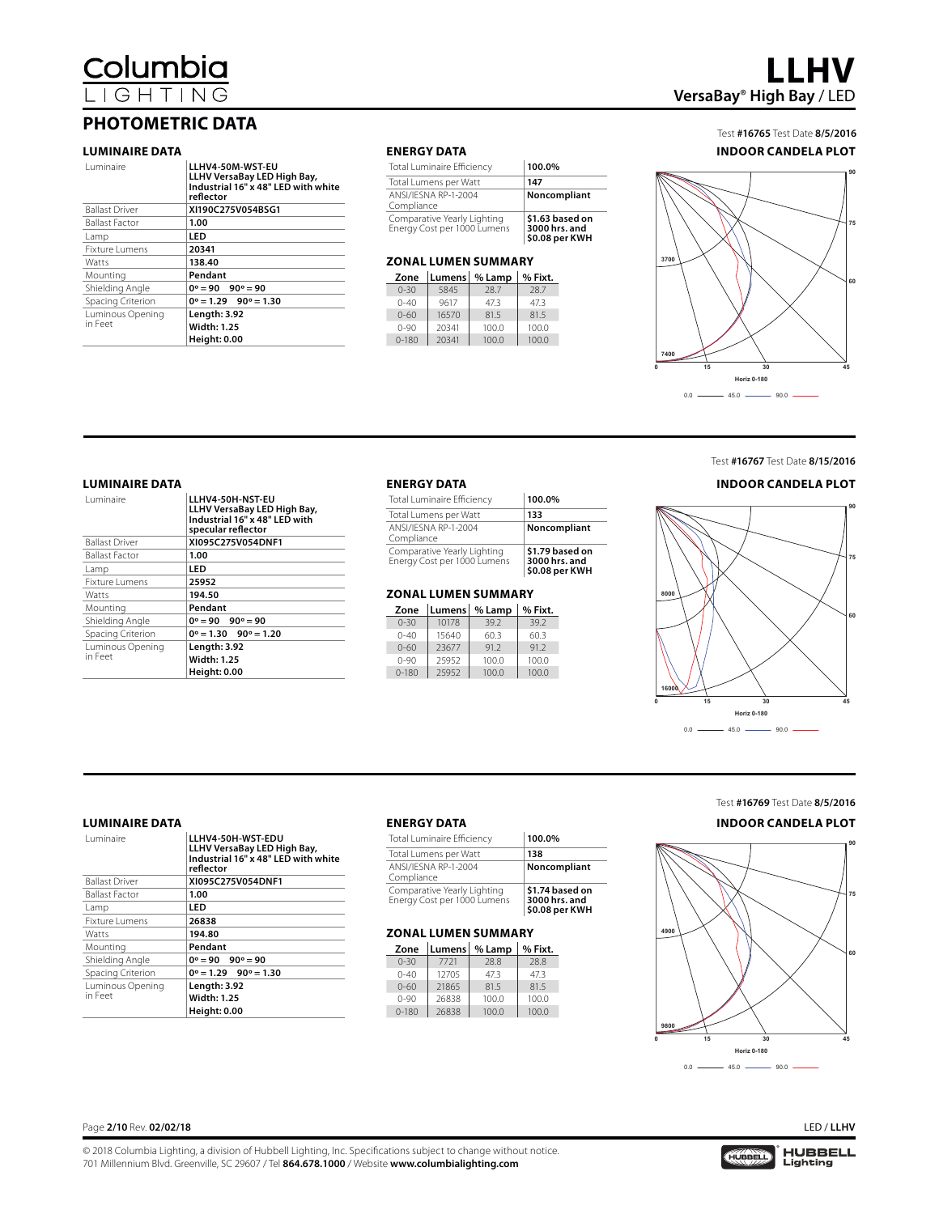# PHOTOMETRIC DATA

Test **#16765** Test Date **8/5/2016**

### LUMINAIRE DATA

| | |
|---|---|
| Luminaire | **LLHV4-50M-WST-EU LLHV VersaBay LED High Bay, Industrial 16" x 48" LED with white reflector** |
| Ballast Driver | **XI190C275V054BSG1** |
| Ballast Factor | **1.00** |
| Lamp | **LED** |
| Fixture Lumens | **20341** |
| Watts | **138.40** |
| Mounting | **Pendant** |
| Shielding Angle | **0° = 90 90° = 90** |
| Spacing Criterion | **0° = 1.29 90° = 1.30** |
| Luminous Opening in Feet | **Length: 3.92 Width: 1.25 Height: 0.00** |

### ENERGY DATA

| | |
|---|---|
| Total Luminaire Efficiency | **100.0%** |
| Total Lumens per Watt | **147** |
| ANSI/IESNA RP-1-2004 Compliance | **Noncompliant** |
| Comparative Yearly Lighting Energy Cost per 1000 Lumens | **$1.63 based on 3000 hrs. and $0.08 per KWH** |

### ZONAL LUMEN SUMMARY

| Zone | Lumens | % Lamp | % Fixt. |
|---|---|---|---|
| 0-30 | 5845 | 28.7 | 28.7 |
| 0-40 | 9617 | 47.3 | 47.3 |
| 0-60 | 16570 | 81.5 | 81.5 |
| 0-90 | 20341 | 100.0 | 100.0 |
| 0-180 | 20341 | 100.0 | 100.0 |

### INDOOR CANDELA PLOT

---

Test **#16767** Test Date **8/15/2016**

### LUMINAIRE DATA

| | |
|---|---|
| Luminaire | **LLHV4-50H-NST-EU LLHV VersaBay LED High Bay, Industrial 16" x 48" LED with specular reflector** |
| Ballast Driver | **XI095C275V054DNF1** |
| Ballast Factor | **1.00** |
| Lamp | **LED** |
| Fixture Lumens | **25952** |
| Watts | **194.50** |
| Mounting | **Pendant** |
| Shielding Angle | **0° = 90 90° = 90** |
| Spacing Criterion | **0° = 1.30 90° = 1.20** |
| Luminous Opening in Feet | **Length: 3.92 Width: 1.25 Height: 0.00** |

### ENERGY DATA

| | |
|---|---|
| Total Luminaire Efficiency | **100.0%** |
| Total Lumens per Watt | **133** |
| ANSI/IESNA RP-1-2004 Compliance | **Noncompliant** |
| Comparative Yearly Lighting Energy Cost per 1000 Lumens | **$1.79 based on 3000 hrs. and $0.08 per KWH** |

### ZONAL LUMEN SUMMARY

| Zone | Lumens | % Lamp | % Fixt. |
|---|---|---|---|
| 0-30 | 10178 | 39.2 | 39.2 |
| 0-40 | 15640 | 60.3 | 60.3 |
| 0-60 | 23677 | 91.2 | 91.2 |
| 0-90 | 25952 | 100.0 | 100.0 |
| 0-180 | 25952 | 100.0 | 100.0 |

### INDOOR CANDELA PLOT

---

Test **#16769** Test Date **8/5/2016**

### LUMINAIRE DATA

| | |
|---|---|
| Luminaire | **LLHV4-50H-WST-EDU LLHV VersaBay LED High Bay, Industrial 16" x 48" LED with white reflector** |
| Ballast Driver | **XI095C275V054DNF1** |
| Ballast Factor | **1.00** |
| Lamp | **LED** |
| Fixture Lumens | **26838** |
| Watts | **194.80** |
| Mounting | **Pendant** |
| Shielding Angle | **0° = 90 90° = 90** |
| Spacing Criterion | **0° = 1.29 90° = 1.30** |
| Luminous Opening in Feet | **Length: 3.92 Width: 1.25 Height: 0.00** |

### ENERGY DATA

| | |
|---|---|
| Total Luminaire Efficiency | **100.0%** |
| Total Lumens per Watt | **138** |
| ANSI/IESNA RP-1-2004 Compliance | **Noncompliant** |
| Comparative Yearly Lighting Energy Cost per 1000 Lumens | **$1.74 based on 3000 hrs. and $0.08 per KWH** |

### ZONAL LUMEN SUMMARY

| Zone | Lumens | % Lamp | % Fixt. |
|---|---|---|---|
| 0-30 | 7721 | 28.8 | 28.8 |
| 0-40 | 12705 | 47.3 | 47.3 |
| 0-60 | 21865 | 81.5 | 81.5 |
| 0-90 | 26838 | 100.0 | 100.0 |
| 0-180 | 26838 | 100.0 | 100.0 |

### INDOOR CANDELA PLOT

© 2018 Columbia Lighting, a division of Hubbell Lighting, Inc. Specifications subject to change without notice.
701 Millennium Blvd. Greenville, SC 29607 / Tel **864.678.1000** / Website **www.columbialighting.com**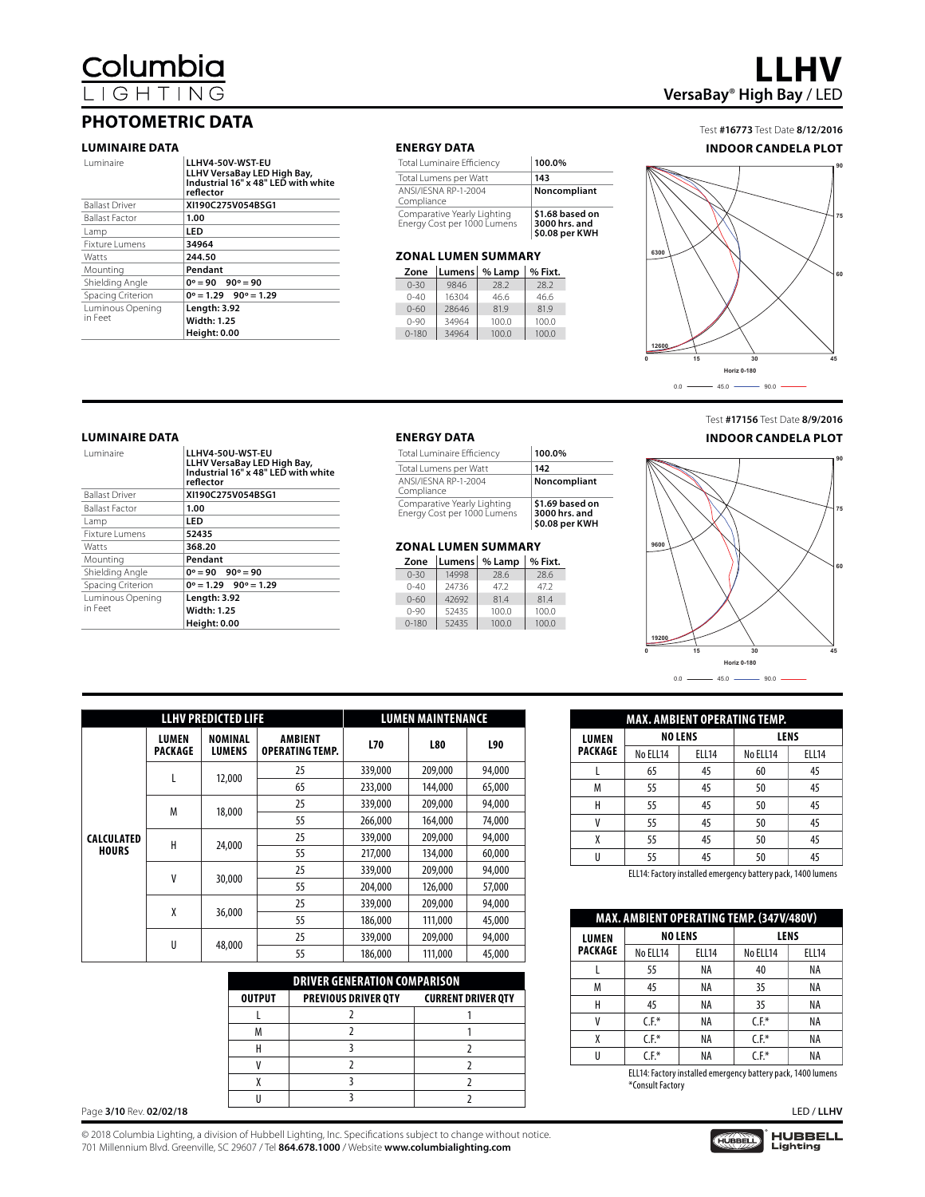# LLHV

**VersaBay® High Bay / LED**

## PHOTOMETRIC DATA

Test **#16773** Test Date **8/12/2016**

### LUMINAIRE DATA

| | |
|---|---|
| Luminaire | **LLHV4-50V-WST-EU LLHV VersaBay LED High Bay, Industrial 16" x 48" LED with white reflector** |
| Ballast Driver | **XI190C275V054BSG1** |
| Ballast Factor | **1.00** |
| Lamp | **LED** |
| Fixture Lumens | **34964** |
| Watts | **244.50** |
| Mounting | **Pendant** |
| Shielding Angle | **0° = 90 90° = 90** |
| Spacing Criterion | **0° = 1.29 90° = 1.29** |
| Luminous Opening in Feet | **Length: 3.92 Width: 1.25 Height: 0.00** |

### ENERGY DATA

| | |
|---|---|
| Total Luminaire Efficiency | **100.0%** |
| Total Lumens per Watt | **143** |
| ANSI/IESNA RP-1-2004 Compliance | **Noncompliant** |
| Comparative Yearly Lighting Energy Cost per 1000 Lumens | **$1.68 based on 3000 hrs. and $0.08 per KWH** |

### ZONAL LUMEN SUMMARY

| Zone | Lumens | % Lamp | % Fixt. |
|---|---|---|---|
| 0-30 | 9846 | 28.2 | 28.2 |
| 0-40 | 16304 | 46.6 | 46.6 |
| 0-60 | 28646 | 81.9 | 81.9 |
| 0-90 | 34964 | 100.0 | 100.0 |
| 0-180 | 34964 | 100.0 | 100.0 |

### INDOOR CANDELA PLOT

Horiz 0-180 — 0.0, 45.0, 90.0

---

Test **#17156** Test Date **8/9/2016**

### LUMINAIRE DATA

| | |
|---|---|
| Luminaire | **LLHV4-50U-WST-EU LLHV VersaBay LED High Bay, Industrial 16" x 48" LED with white reflector** |
| Ballast Driver | **XI190C275V054BSG1** |
| Ballast Factor | **1.00** |
| Lamp | **LED** |
| Fixture Lumens | **52435** |
| Watts | **368.20** |
| Mounting | **Pendant** |
| Shielding Angle | **0° = 90 90° = 90** |
| Spacing Criterion | **0° = 1.29 90° = 1.29** |
| Luminous Opening in Feet | **Length: 3.92 Width: 1.25 Height: 0.00** |

### ENERGY DATA

| | |
|---|---|
| Total Luminaire Efficiency | **100.0%** |
| Total Lumens per Watt | **142** |
| ANSI/IESNA RP-1-2004 Compliance | **Noncompliant** |
| Comparative Yearly Lighting Energy Cost per 1000 Lumens | **$1.69 based on 3000 hrs. and $0.08 per KWH** |

### ZONAL LUMEN SUMMARY

| Zone | Lumens | % Lamp | % Fixt. |
|---|---|---|---|
| 0-30 | 14998 | 28.6 | 28.6 |
| 0-40 | 24736 | 47.2 | 47.2 |
| 0-60 | 42692 | 81.4 | 81.4 |
| 0-90 | 52435 | 100.0 | 100.0 |
| 0-180 | 52435 | 100.0 | 100.0 |

### INDOOR CANDELA PLOT

Horiz 0-180 — 0.0, 45.0, 90.0

---

| LLHV PREDICTED LIFE | | | | LUMEN MAINTENANCE | | |
|---|---|---|---|---|---|---|
| | LUMEN PACKAGE | NOMINAL LUMENS | AMBIENT OPERATING TEMP. | L70 | L80 | L90 |
| CALCULATED HOURS | L | 12,000 | 25 | 339,000 | 209,000 | 94,000 |
| | | | 65 | 233,000 | 144,000 | 65,000 |
| | M | 18,000 | 25 | 339,000 | 209,000 | 94,000 |
| | | | 55 | 266,000 | 164,000 | 74,000 |
| | H | 24,000 | 25 | 339,000 | 209,000 | 94,000 |
| | | | 55 | 217,000 | 134,000 | 60,000 |
| | V | 30,000 | 25 | 339,000 | 209,000 | 94,000 |
| | | | 55 | 204,000 | 126,000 | 57,000 |
| | X | 36,000 | 25 | 339,000 | 209,000 | 94,000 |
| | | | 55 | 186,000 | 111,000 | 45,000 |
| | U | 48,000 | 25 | 339,000 | 209,000 | 94,000 |
| | | | 55 | 186,000 | 111,000 | 45,000 |

| DRIVER GENERATION COMPARISON | | |
|---|---|---|
| OUTPUT | PREVIOUS DRIVER QTY | CURRENT DRIVER QTY |
| L | 2 | 1 |
| M | 2 | 1 |
| H | 3 | 2 |
| V | 2 | 2 |
| X | 3 | 2 |
| U | 3 | 2 |

| MAX. AMBIENT OPERATING TEMP. | | | | |
|---|---|---|---|---|
| LUMEN PACKAGE | NO LENS | | LENS | |
| | No ELL14 | ELL14 | No ELL14 | ELL14 |
| L | 65 | 45 | 60 | 45 |
| M | 55 | 45 | 50 | 45 |
| H | 55 | 45 | 50 | 45 |
| V | 55 | 45 | 50 | 45 |
| X | 55 | 45 | 50 | 45 |
| U | 55 | 45 | 50 | 45 |

ELL14: Factory installed emergency battery pack, 1400 lumens

| MAX. AMBIENT OPERATING TEMP. (347V/480V) | | | | |
|---|---|---|---|---|
| LUMEN PACKAGE | NO LENS | | LENS | |
| | No ELL14 | ELL14 | No ELL14 | ELL14 |
| L | 55 | NA | 40 | NA |
| M | 45 | NA | 35 | NA |
| H | 45 | NA | 35 | NA |
| V | C.F.* | NA | C.F.* | NA |
| X | C.F.* | NA | C.F.* | NA |
| U | C.F.* | NA | C.F.* | NA |

ELL14: Factory installed emergency battery pack, 1400 lumens
*Consult Factory

© 2018 Columbia Lighting, a division of Hubbell Lighting, Inc. Specifications subject to change without notice.
701 Millennium Blvd. Greenville, SC 29607 / Tel **864.678.1000** / Website **www.columbialighting.com**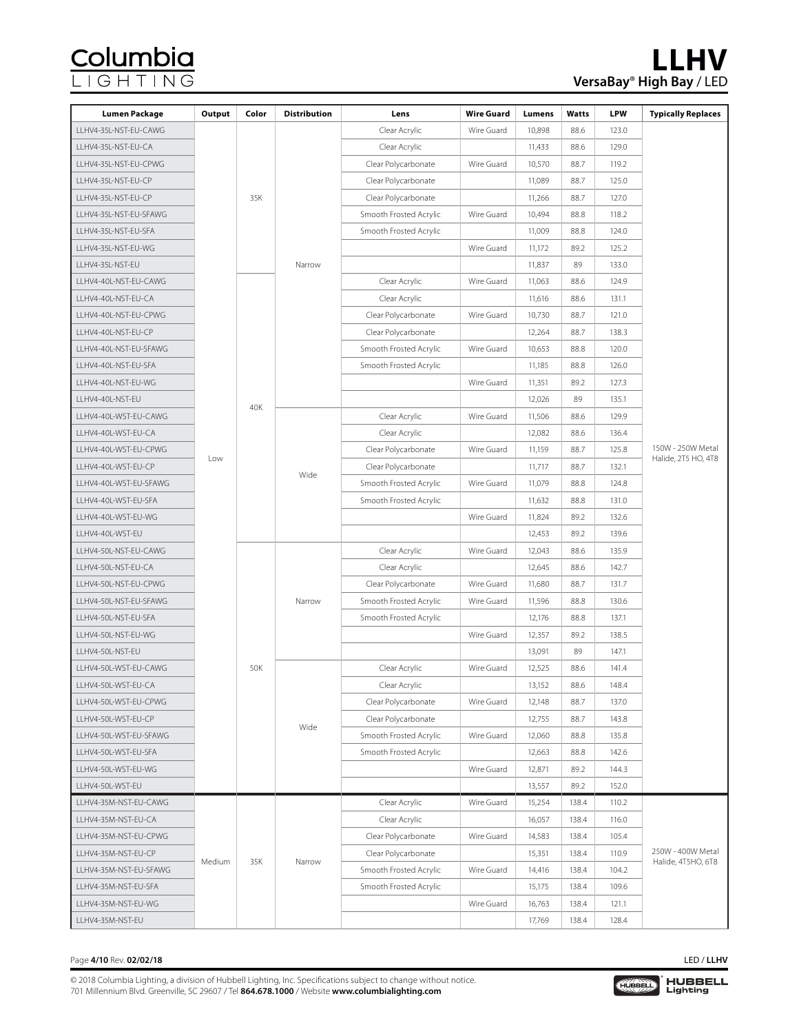# Columbia LIGHTING

# LLHV

## VersaBay® High Bay / LED

| Lumen Package | Output | Color | Distribution | Lens | Wire Guard | Lumens | Watts | LPW | Typically Replaces |
|---|---|---|---|---|---|---|---|---|---|
| LLHV4-35L-NST-EU-CAWG | Low | 35K | Narrow | Clear Acrylic | Wire Guard | 10,898 | 88.6 | 123.0 | 150W - 250W Metal Halide, 2T5 HO, 4T8 |
| LLHV4-35L-NST-EU-CA | | | | Clear Acrylic | | 11,433 | 88.6 | 129.0 | |
| LLHV4-35L-NST-EU-CPWG | | | | Clear Polycarbonate | Wire Guard | 10,570 | 88.7 | 119.2 | |
| LLHV4-35L-NST-EU-CP | | | | Clear Polycarbonate | | 11,089 | 88.7 | 125.0 | |
| LLHV4-35L-NST-EU-CP | | | | Clear Polycarbonate | | 11,266 | 88.7 | 127.0 | |
| LLHV4-35L-NST-EU-SFAWG | | | | Smooth Frosted Acrylic | Wire Guard | 10,494 | 88.8 | 118.2 | |
| LLHV4-35L-NST-EU-SFA | | | | Smooth Frosted Acrylic | | 11,009 | 88.8 | 124.0 | |
| LLHV4-35L-NST-EU-WG | | | | | Wire Guard | 11,172 | 89.2 | 125.2 | |
| LLHV4-35L-NST-EU | | | | | | 11,837 | 89 | 133.0 | |
| LLHV4-40L-NST-EU-CAWG | | 40K | | Clear Acrylic | Wire Guard | 11,063 | 88.6 | 124.9 | |
| LLHV4-40L-NST-EU-CA | | | | Clear Acrylic | | 11,616 | 88.6 | 131.1 | |
| LLHV4-40L-NST-EU-CPWG | | | | Clear Polycarbonate | Wire Guard | 10,730 | 88.7 | 121.0 | |
| LLHV4-40L-NST-EU-CP | | | | Clear Polycarbonate | | 12,264 | 88.7 | 138.3 | |
| LLHV4-40L-NST-EU-SFAWG | | | | Smooth Frosted Acrylic | Wire Guard | 10,653 | 88.8 | 120.0 | |
| LLHV4-40L-NST-EU-SFA | | | | Smooth Frosted Acrylic | | 11,185 | 88.8 | 126.0 | |
| LLHV4-40L-NST-EU-WG | | | | | Wire Guard | 11,351 | 89.2 | 127.3 | |
| LLHV4-40L-NST-EU | | | | | | 12,026 | 89 | 135.1 | |
| LLHV4-40L-WST-EU-CAWG | | | Wide | Clear Acrylic | Wire Guard | 11,506 | 88.6 | 129.9 | |
| LLHV4-40L-WST-EU-CA | | | | Clear Acrylic | | 12,082 | 88.6 | 136.4 | |
| LLHV4-40L-WST-EU-CPWG | | | | Clear Polycarbonate | Wire Guard | 11,159 | 88.7 | 125.8 | |
| LLHV4-40L-WST-EU-CP | | | | Clear Polycarbonate | | 11,717 | 88.7 | 132.1 | |
| LLHV4-40L-WST-EU-SFAWG | | | | Smooth Frosted Acrylic | Wire Guard | 11,079 | 88.8 | 124.8 | |
| LLHV4-40L-WST-EU-SFA | | | | Smooth Frosted Acrylic | | 11,632 | 88.8 | 131.0 | |
| LLHV4-40L-WST-EU-WG | | | | | Wire Guard | 11,824 | 89.2 | 132.6 | |
| LLHV4-40L-WST-EU | | | | | | 12,453 | 89.2 | 139.6 | |
| LLHV4-50L-NST-EU-CAWG | | 50K | Narrow | Clear Acrylic | Wire Guard | 12,043 | 88.6 | 135.9 | |
| LLHV4-50L-NST-EU-CA | | | | Clear Acrylic | | 12,645 | 88.6 | 142.7 | |
| LLHV4-50L-NST-EU-CPWG | | | | Clear Polycarbonate | Wire Guard | 11,680 | 88.7 | 131.7 | |
| LLHV4-50L-NST-EU-SFAWG | | | | Smooth Frosted Acrylic | Wire Guard | 11,596 | 88.8 | 130.6 | |
| LLHV4-50L-NST-EU-SFA | | | | Smooth Frosted Acrylic | | 12,176 | 88.8 | 137.1 | |
| LLHV4-50L-NST-EU-WG | | | | | Wire Guard | 12,357 | 89.2 | 138.5 | |
| LLHV4-50L-NST-EU | | | | | | 13,091 | 89 | 147.1 | |
| LLHV4-50L-WST-EU-CAWG | | | Wide | Clear Acrylic | Wire Guard | 12,525 | 88.6 | 141.4 | |
| LLHV4-50L-WST-EU-CA | | | | Clear Acrylic | | 13,152 | 88.6 | 148.4 | |
| LLHV4-50L-WST-EU-CPWG | | | | Clear Polycarbonate | Wire Guard | 12,148 | 88.7 | 137.0 | |
| LLHV4-50L-WST-EU-CP | | | | Clear Polycarbonate | | 12,755 | 88.7 | 143.8 | |
| LLHV4-50L-WST-EU-SFAWG | | | | Smooth Frosted Acrylic | Wire Guard | 12,060 | 88.8 | 135.8 | |
| LLHV4-50L-WST-EU-SFA | | | | Smooth Frosted Acrylic | | 12,663 | 88.8 | 142.6 | |
| LLHV4-50L-WST-EU-WG | | | | | Wire Guard | 12,871 | 89.2 | 144.3 | |
| LLHV4-50L-WST-EU | | | | | | 13,557 | 89.2 | 152.0 | |
| LLHV4-35M-NST-EU-CAWG | Medium | 35K | Narrow | Clear Acrylic | Wire Guard | 15,254 | 138.4 | 110.2 | 250W - 400W Metal Halide, 4T5HO, 6T8 |
| LLHV4-35M-NST-EU-CA | | | | Clear Acrylic | | 16,057 | 138.4 | 116.0 | |
| LLHV4-35M-NST-EU-CPWG | | | | Clear Polycarbonate | Wire Guard | 14,583 | 138.4 | 105.4 | |
| LLHV4-35M-NST-EU-CP | | | | Clear Polycarbonate | | 15,351 | 138.4 | 110.9 | |
| LLHV4-35M-NST-EU-SFAWG | | | | Smooth Frosted Acrylic | Wire Guard | 14,416 | 138.4 | 104.2 | |
| LLHV4-35M-NST-EU-SFA | | | | Smooth Frosted Acrylic | | 15,175 | 138.4 | 109.6 | |
| LLHV4-35M-NST-EU-WG | | | | | Wire Guard | 16,763 | 138.4 | 121.1 | |
| LLHV4-35M-NST-EU | | | | | | 17,769 | 138.4 | 128.4 | |

Page 4/10 Rev. 02/02/18

© 2018 Columbia Lighting, a division of Hubbell Lighting, Inc. Specifications subject to change without notice.
701 Millennium Blvd. Greenville, SC 29607 / Tel **864.678.1000** / Website **www.columbialighting.com**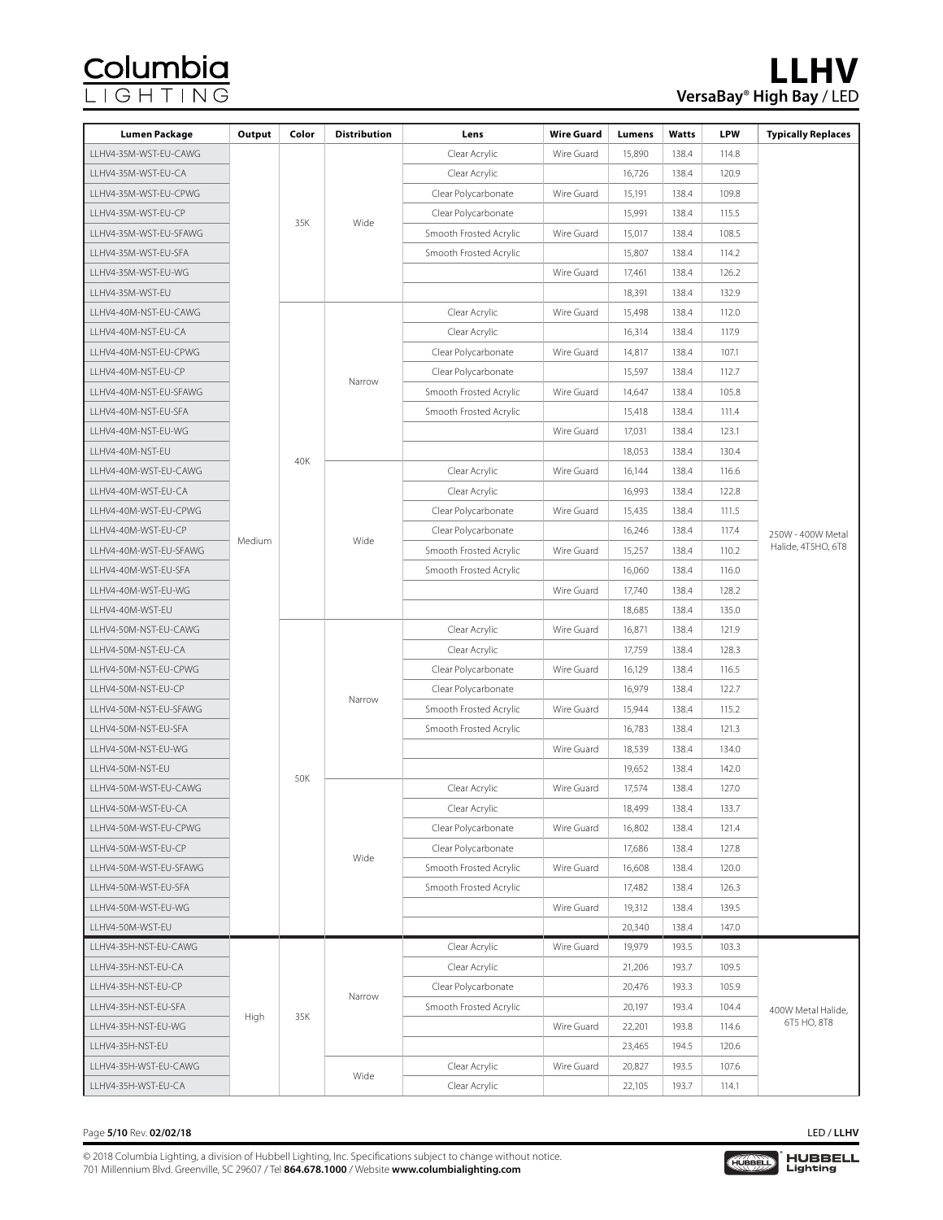# LLHV

## VersaBay® High Bay / LED

| Lumen Package | Output | Color | Distribution | Lens | Wire Guard | Lumens | Watts | LPW | Typically Replaces |
|---|---|---|---|---|---|---|---|---|---|
| LLHV4-35M-WST-EU-CAWG | Medium | 35K | Wide | Clear Acrylic | Wire Guard | 15,890 | 138.4 | 114.8 | 250W - 400W Metal Halide, 4T5HO, 6T8 |
| LLHV4-35M-WST-EU-CA | | | | Clear Acrylic | | 16,726 | 138.4 | 120.9 | |
| LLHV4-35M-WST-EU-CPWG | | | | Clear Polycarbonate | Wire Guard | 15,191 | 138.4 | 109.8 | |
| LLHV4-35M-WST-EU-CP | | | | Clear Polycarbonate | | 15,991 | 138.4 | 115.5 | |
| LLHV4-35M-WST-EU-SFAWG | | | | Smooth Frosted Acrylic | Wire Guard | 15,017 | 138.4 | 108.5 | |
| LLHV4-35M-WST-EU-SFA | | | | Smooth Frosted Acrylic | | 15,807 | 138.4 | 114.2 | |
| LLHV4-35M-WST-EU-WG | | | | | Wire Guard | 17,461 | 138.4 | 126.2 | |
| LLHV4-35M-WST-EU | | | | | | 18,391 | 138.4 | 132.9 | |
| LLHV4-40M-NST-EU-CAWG | | 40K | Narrow | Clear Acrylic | Wire Guard | 15,498 | 138.4 | 112.0 | |
| LLHV4-40M-NST-EU-CA | | | | Clear Acrylic | | 16,314 | 138.4 | 117.9 | |
| LLHV4-40M-NST-EU-CPWG | | | | Clear Polycarbonate | Wire Guard | 14,817 | 138.4 | 107.1 | |
| LLHV4-40M-NST-EU-CP | | | | Clear Polycarbonate | | 15,597 | 138.4 | 112.7 | |
| LLHV4-40M-NST-EU-SFAWG | | | | Smooth Frosted Acrylic | Wire Guard | 14,647 | 138.4 | 105.8 | |
| LLHV4-40M-NST-EU-SFA | | | | Smooth Frosted Acrylic | | 15,418 | 138.4 | 111.4 | |
| LLHV4-40M-NST-EU-WG | | | | | Wire Guard | 17,031 | 138.4 | 123.1 | |
| LLHV4-40M-NST-EU | | | | | | 18,053 | 138.4 | 130.4 | |
| LLHV4-40M-WST-EU-CAWG | | | Wide | Clear Acrylic | Wire Guard | 16,144 | 138.4 | 116.6 | |
| LLHV4-40M-WST-EU-CA | | | | Clear Acrylic | | 16,993 | 138.4 | 122.8 | |
| LLHV4-40M-WST-EU-CPWG | | | | Clear Polycarbonate | Wire Guard | 15,435 | 138.4 | 111.5 | |
| LLHV4-40M-WST-EU-CP | | | | Clear Polycarbonate | | 16,246 | 138.4 | 117.4 | |
| LLHV4-40M-WST-EU-SFAWG | | | | Smooth Frosted Acrylic | Wire Guard | 15,257 | 138.4 | 110.2 | |
| LLHV4-40M-WST-EU-SFA | | | | Smooth Frosted Acrylic | | 16,060 | 138.4 | 116.0 | |
| LLHV4-40M-WST-EU-WG | | | | | Wire Guard | 17,740 | 138.4 | 128.2 | |
| LLHV4-40M-WST-EU | | | | | | 18,685 | 138.4 | 135.0 | |
| LLHV4-50M-NST-EU-CAWG | | 50K | Narrow | Clear Acrylic | Wire Guard | 16,871 | 138.4 | 121.9 | |
| LLHV4-50M-NST-EU-CA | | | | Clear Acrylic | | 17,759 | 138.4 | 128.3 | |
| LLHV4-50M-NST-EU-CPWG | | | | Clear Polycarbonate | Wire Guard | 16,129 | 138.4 | 116.5 | |
| LLHV4-50M-NST-EU-CP | | | | Clear Polycarbonate | | 16,979 | 138.4 | 122.7 | |
| LLHV4-50M-NST-EU-SFAWG | | | | Smooth Frosted Acrylic | Wire Guard | 15,944 | 138.4 | 115.2 | |
| LLHV4-50M-NST-EU-SFA | | | | Smooth Frosted Acrylic | | 16,783 | 138.4 | 121.3 | |
| LLHV4-50M-NST-EU-WG | | | | | Wire Guard | 18,539 | 138.4 | 134.0 | |
| LLHV4-50M-NST-EU | | | | | | 19,652 | 138.4 | 142.0 | |
| LLHV4-50M-WST-EU-CAWG | | | Wide | Clear Acrylic | Wire Guard | 17,574 | 138.4 | 127.0 | |
| LLHV4-50M-WST-EU-CA | | | | Clear Acrylic | | 18,499 | 138.4 | 133.7 | |
| LLHV4-50M-WST-EU-CPWG | | | | Clear Polycarbonate | Wire Guard | 16,802 | 138.4 | 121.4 | |
| LLHV4-50M-WST-EU-CP | | | | Clear Polycarbonate | | 17,686 | 138.4 | 127.8 | |
| LLHV4-50M-WST-EU-SFAWG | | | | Smooth Frosted Acrylic | Wire Guard | 16,608 | 138.4 | 120.0 | |
| LLHV4-50M-WST-EU-SFA | | | | Smooth Frosted Acrylic | | 17,482 | 138.4 | 126.3 | |
| LLHV4-50M-WST-EU-WG | | | | | Wire Guard | 19,312 | 138.4 | 139.5 | |
| LLHV4-50M-WST-EU | | | | | | 20,340 | 138.4 | 147.0 | |
| LLHV4-35H-NST-EU-CAWG | High | 35K | Narrow | Clear Acrylic | Wire Guard | 19,979 | 193.5 | 103.3 | 400W Metal Halide, 6T5 HO, 8T8 |
| LLHV4-35H-NST-EU-CA | | | | Clear Acrylic | | 21,206 | 193.7 | 109.5 | |
| LLHV4-35H-NST-EU-CP | | | | Clear Polycarbonate | | 20,476 | 193.3 | 105.9 | |
| LLHV4-35H-NST-EU-SFA | | | | Smooth Frosted Acrylic | | 20,197 | 193.4 | 104.4 | |
| LLHV4-35H-NST-EU-WG | | | | | Wire Guard | 22,201 | 193.8 | 114.6 | |
| LLHV4-35H-NST-EU | | | | | | 23,465 | 194.5 | 120.6 | |
| LLHV4-35H-WST-EU-CAWG | | | Wide | Clear Acrylic | Wire Guard | 20,827 | 193.5 | 107.6 | |
| LLHV4-35H-WST-EU-CA | | | | Clear Acrylic | | 22,105 | 193.7 | 114.1 | |

© 2018 Columbia Lighting, a division of Hubbell Lighting, Inc. Specifications subject to change without notice.
701 Millennium Blvd. Greenville, SC 29607 / Tel **864.678.1000** / Website **www.columbialighting.com**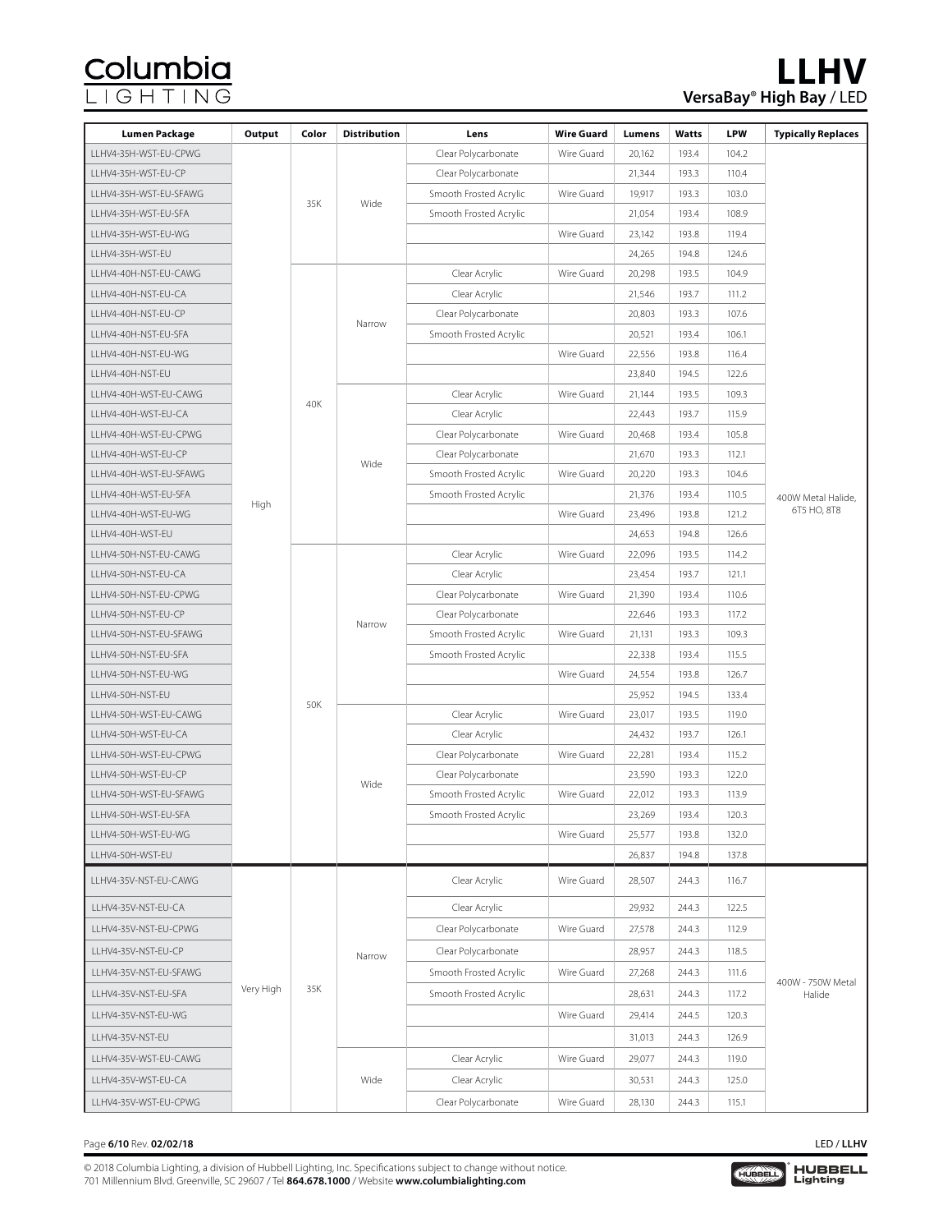# LLHV

## VersaBay® High Bay / LED

| Lumen Package | Output | Color | Distribution | Lens | Wire Guard | Lumens | Watts | LPW | Typically Replaces |
|---|---|---|---|---|---|---|---|---|---|
| LLHV4-35H-WST-EU-CPWG | High | 35K | Wide | Clear Polycarbonate | Wire Guard | 20,162 | 193.4 | 104.2 | 400W Metal Halide, 6T5 HO, 8T8 |
| LLHV4-35H-WST-EU-CP | | | | Clear Polycarbonate | | 21,344 | 193.3 | 110.4 | |
| LLHV4-35H-WST-EU-SFAWG | | | | Smooth Frosted Acrylic | Wire Guard | 19,917 | 193.3 | 103.0 | |
| LLHV4-35H-WST-EU-SFA | | | | Smooth Frosted Acrylic | | 21,054 | 193.4 | 108.9 | |
| LLHV4-35H-WST-EU-WG | | | | | Wire Guard | 23,142 | 193.8 | 119.4 | |
| LLHV4-35H-WST-EU | | | | | | 24,265 | 194.8 | 124.6 | |
| LLHV4-40H-NST-EU-CAWG | | 40K | Narrow | Clear Acrylic | Wire Guard | 20,298 | 193.5 | 104.9 | |
| LLHV4-40H-NST-EU-CA | | | | Clear Acrylic | | 21,546 | 193.7 | 111.2 | |
| LLHV4-40H-NST-EU-CP | | | | Clear Polycarbonate | | 20,803 | 193.3 | 107.6 | |
| LLHV4-40H-NST-EU-SFA | | | | Smooth Frosted Acrylic | | 20,521 | 193.4 | 106.1 | |
| LLHV4-40H-NST-EU-WG | | | | | Wire Guard | 22,556 | 193.8 | 116.4 | |
| LLHV4-40H-NST-EU | | | | | | 23,840 | 194.5 | 122.6 | |
| LLHV4-40H-WST-EU-CAWG | | | Wide | Clear Acrylic | Wire Guard | 21,144 | 193.5 | 109.3 | |
| LLHV4-40H-WST-EU-CA | | | | Clear Acrylic | | 22,443 | 193.7 | 115.9 | |
| LLHV4-40H-WST-EU-CPWG | | | | Clear Polycarbonate | Wire Guard | 20,468 | 193.4 | 105.8 | |
| LLHV4-40H-WST-EU-CP | | | | Clear Polycarbonate | | 21,670 | 193.3 | 112.1 | |
| LLHV4-40H-WST-EU-SFAWG | | | | Smooth Frosted Acrylic | Wire Guard | 20,220 | 193.3 | 104.6 | |
| LLHV4-40H-WST-EU-SFA | | | | Smooth Frosted Acrylic | | 21,376 | 193.4 | 110.5 | |
| LLHV4-40H-WST-EU-WG | | | | | Wire Guard | 23,496 | 193.8 | 121.2 | |
| LLHV4-40H-WST-EU | | | | | | 24,653 | 194.8 | 126.6 | |
| LLHV4-50H-NST-EU-CAWG | | 50K | Narrow | Clear Acrylic | Wire Guard | 22,096 | 193.5 | 114.2 | |
| LLHV4-50H-NST-EU-CA | | | | Clear Acrylic | | 23,454 | 193.7 | 121.1 | |
| LLHV4-50H-NST-EU-CPWG | | | | Clear Polycarbonate | Wire Guard | 21,390 | 193.4 | 110.6 | |
| LLHV4-50H-NST-EU-CP | | | | Clear Polycarbonate | | 22,646 | 193.3 | 117.2 | |
| LLHV4-50H-NST-EU-SFAWG | | | | Smooth Frosted Acrylic | Wire Guard | 21,131 | 193.3 | 109.3 | |
| LLHV4-50H-NST-EU-SFA | | | | Smooth Frosted Acrylic | | 22,338 | 193.4 | 115.5 | |
| LLHV4-50H-NST-EU-WG | | | | | Wire Guard | 24,554 | 193.8 | 126.7 | |
| LLHV4-50H-NST-EU | | | | | | 25,952 | 194.5 | 133.4 | |
| LLHV4-50H-WST-EU-CAWG | | | Wide | Clear Acrylic | Wire Guard | 23,017 | 193.5 | 119.0 | |
| LLHV4-50H-WST-EU-CA | | | | Clear Acrylic | | 24,432 | 193.7 | 126.1 | |
| LLHV4-50H-WST-EU-CPWG | | | | Clear Polycarbonate | Wire Guard | 22,281 | 193.4 | 115.2 | |
| LLHV4-50H-WST-EU-CP | | | | Clear Polycarbonate | | 23,590 | 193.3 | 122.0 | |
| LLHV4-50H-WST-EU-SFAWG | | | | Smooth Frosted Acrylic | Wire Guard | 22,012 | 193.3 | 113.9 | |
| LLHV4-50H-WST-EU-SFA | | | | Smooth Frosted Acrylic | | 23,269 | 193.4 | 120.3 | |
| LLHV4-50H-WST-EU-WG | | | | | Wire Guard | 25,577 | 193.8 | 132.0 | |
| LLHV4-50H-WST-EU | | | | | | 26,837 | 194.8 | 137.8 | |
| LLHV4-35V-NST-EU-CAWG | Very High | 35K | Narrow | Clear Acrylic | Wire Guard | 28,507 | 244.3 | 116.7 | 400W - 750W Metal Halide |
| LLHV4-35V-NST-EU-CA | | | | Clear Acrylic | | 29,932 | 244.3 | 122.5 | |
| LLHV4-35V-NST-EU-CPWG | | | | Clear Polycarbonate | Wire Guard | 27,578 | 244.3 | 112.9 | |
| LLHV4-35V-NST-EU-CP | | | | Clear Polycarbonate | | 28,957 | 244.3 | 118.5 | |
| LLHV4-35V-NST-EU-SFAWG | | | | Smooth Frosted Acrylic | Wire Guard | 27,268 | 244.3 | 111.6 | |
| LLHV4-35V-NST-EU-SFA | | | | Smooth Frosted Acrylic | | 28,631 | 244.3 | 117.2 | |
| LLHV4-35V-NST-EU-WG | | | | | Wire Guard | 29,414 | 244.5 | 120.3 | |
| LLHV4-35V-NST-EU | | | | | | 31,013 | 244.3 | 126.9 | |
| LLHV4-35V-WST-EU-CAWG | | | Wide | Clear Acrylic | Wire Guard | 29,077 | 244.3 | 119.0 | |
| LLHV4-35V-WST-EU-CA | | | | Clear Acrylic | | 30,531 | 244.3 | 125.0 | |
| LLHV4-35V-WST-EU-CPWG | | | | Clear Polycarbonate | Wire Guard | 28,130 | 244.3 | 115.1 | |

© 2018 Columbia Lighting, a division of Hubbell Lighting, Inc. Specifications subject to change without notice.
701 Millennium Blvd. Greenville, SC 29607 / Tel **864.678.1000** / Website **www.columbialighting.com**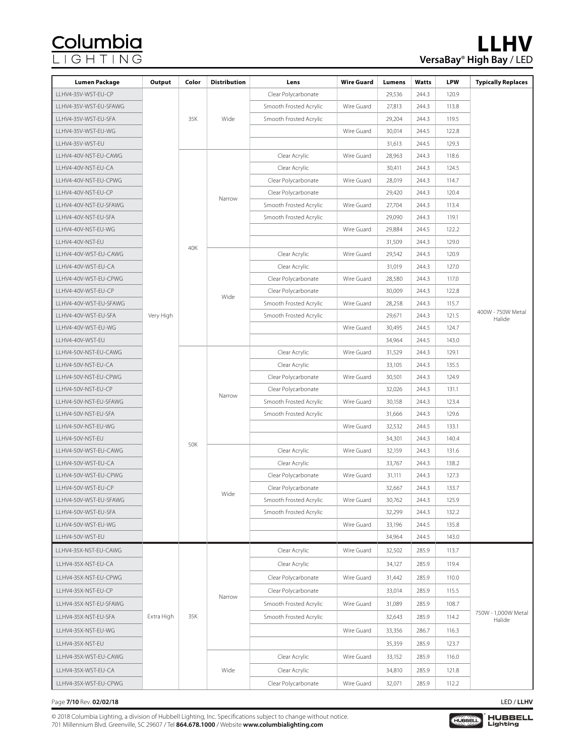| Lumen Package | Output | Color | Distribution | Lens | Wire Guard | Lumens | Watts | LPW | Typically Replaces |
|---|---|---|---|---|---|---|---|---|---|
| LLHV4-35V-WST-EU-CP | Very High | 35K | Wide | Clear Polycarbonate | | 29,536 | 244.3 | 120.9 | 400W - 750W Metal Halide |
| LLHV4-35V-WST-EU-SFAWG | Very High | 35K | Wide | Smooth Frosted Acrylic | Wire Guard | 27,813 | 244.3 | 113.8 | 400W - 750W Metal Halide |
| LLHV4-35V-WST-EU-SFA | Very High | 35K | Wide | Smooth Frosted Acrylic | | 29,204 | 244.3 | 119.5 | 400W - 750W Metal Halide |
| LLHV4-35V-WST-EU-WG | Very High | 35K | Wide | | Wire Guard | 30,014 | 244.5 | 122.8 | 400W - 750W Metal Halide |
| LLHV4-35V-WST-EU | Very High | 35K | Wide | | | 31,613 | 244.5 | 129.3 | 400W - 750W Metal Halide |
| LLHV4-40V-NST-EU-CAWG | Very High | 40K | Narrow | Clear Acrylic | Wire Guard | 28,963 | 244.3 | 118.6 | 400W - 750W Metal Halide |
| LLHV4-40V-NST-EU-CA | Very High | 40K | Narrow | Clear Acrylic | | 30,411 | 244.3 | 124.5 | 400W - 750W Metal Halide |
| LLHV4-40V-NST-EU-CPWG | Very High | 40K | Narrow | Clear Polycarbonate | Wire Guard | 28,019 | 244.3 | 114.7 | 400W - 750W Metal Halide |
| LLHV4-40V-NST-EU-CP | Very High | 40K | Narrow | Clear Polycarbonate | | 29,420 | 244.3 | 120.4 | 400W - 750W Metal Halide |
| LLHV4-40V-NST-EU-SFAWG | Very High | 40K | Narrow | Smooth Frosted Acrylic | Wire Guard | 27,704 | 244.3 | 113.4 | 400W - 750W Metal Halide |
| LLHV4-40V-NST-EU-SFA | Very High | 40K | Narrow | Smooth Frosted Acrylic | | 29,090 | 244.3 | 119.1 | 400W - 750W Metal Halide |
| LLHV4-40V-NST-EU-WG | Very High | 40K | Narrow | | Wire Guard | 29,884 | 244.5 | 122.2 | 400W - 750W Metal Halide |
| LLHV4-40V-NST-EU | Very High | 40K | Narrow | | | 31,509 | 244.3 | 129.0 | 400W - 750W Metal Halide |
| LLHV4-40V-WST-EU-CAWG | Very High | 40K | Wide | Clear Acrylic | Wire Guard | 29,542 | 244.3 | 120.9 | 400W - 750W Metal Halide |
| LLHV4-40V-WST-EU-CA | Very High | 40K | Wide | Clear Acrylic | | 31,019 | 244.3 | 127.0 | 400W - 750W Metal Halide |
| LLHV4-40V-WST-EU-CPWG | Very High | 40K | Wide | Clear Polycarbonate | Wire Guard | 28,580 | 244.3 | 117.0 | 400W - 750W Metal Halide |
| LLHV4-40V-WST-EU-CP | Very High | 40K | Wide | Clear Polycarbonate | | 30,009 | 244.3 | 122.8 | 400W - 750W Metal Halide |
| LLHV4-40V-WST-EU-SFAWG | Very High | 40K | Wide | Smooth Frosted Acrylic | Wire Guard | 28,258 | 244.3 | 115.7 | 400W - 750W Metal Halide |
| LLHV4-40V-WST-EU-SFA | Very High | 40K | Wide | Smooth Frosted Acrylic | | 29,671 | 244.3 | 121.5 | 400W - 750W Metal Halide |
| LLHV4-40V-WST-EU-WG | Very High | 40K | Wide | | Wire Guard | 30,495 | 244.5 | 124.7 | 400W - 750W Metal Halide |
| LLHV4-40V-WST-EU | Very High | 40K | Wide | | | 34,964 | 244.5 | 143.0 | 400W - 750W Metal Halide |
| LLHV4-50V-NST-EU-CAWG | Very High | 50K | Narrow | Clear Acrylic | Wire Guard | 31,529 | 244.3 | 129.1 | 400W - 750W Metal Halide |
| LLHV4-50V-NST-EU-CA | Very High | 50K | Narrow | Clear Acrylic | | 33,105 | 244.3 | 135.5 | 400W - 750W Metal Halide |
| LLHV4-50V-NST-EU-CPWG | Very High | 50K | Narrow | Clear Polycarbonate | Wire Guard | 30,501 | 244.3 | 124.9 | 400W - 750W Metal Halide |
| LLHV4-50V-NST-EU-CP | Very High | 50K | Narrow | Clear Polycarbonate | | 32,026 | 244.3 | 131.1 | 400W - 750W Metal Halide |
| LLHV4-50V-NST-EU-SFAWG | Very High | 50K | Narrow | Smooth Frosted Acrylic | Wire Guard | 30,158 | 244.3 | 123.4 | 400W - 750W Metal Halide |
| LLHV4-50V-NST-EU-SFA | Very High | 50K | Narrow | Smooth Frosted Acrylic | | 31,666 | 244.3 | 129.6 | 400W - 750W Metal Halide |
| LLHV4-50V-NST-EU-WG | Very High | 50K | Narrow | | Wire Guard | 32,532 | 244.5 | 133.1 | 400W - 750W Metal Halide |
| LLHV4-50V-NST-EU | Very High | 50K | Narrow | | | 34,301 | 244.3 | 140.4 | 400W - 750W Metal Halide |
| LLHV4-50V-WST-EU-CAWG | Very High | 50K | Wide | Clear Acrylic | Wire Guard | 32,159 | 244.3 | 131.6 | 400W - 750W Metal Halide |
| LLHV4-50V-WST-EU-CA | Very High | 50K | Wide | Clear Acrylic | | 33,767 | 244.3 | 138.2 | 400W - 750W Metal Halide |
| LLHV4-50V-WST-EU-CPWG | Very High | 50K | Wide | Clear Polycarbonate | Wire Guard | 31,111 | 244.3 | 127.3 | 400W - 750W Metal Halide |
| LLHV4-50V-WST-EU-CP | Very High | 50K | Wide | Clear Polycarbonate | | 32,667 | 244.3 | 133.7 | 400W - 750W Metal Halide |
| LLHV4-50V-WST-EU-SFAWG | Very High | 50K | Wide | Smooth Frosted Acrylic | Wire Guard | 30,762 | 244.3 | 125.9 | 400W - 750W Metal Halide |
| LLHV4-50V-WST-EU-SFA | Very High | 50K | Wide | Smooth Frosted Acrylic | | 32,299 | 244.3 | 132.2 | 400W - 750W Metal Halide |
| LLHV4-50V-WST-EU-WG | Very High | 50K | Wide | | Wire Guard | 33,196 | 244.5 | 135.8 | 400W - 750W Metal Halide |
| LLHV4-50V-WST-EU | Very High | 50K | Wide | | | 34,964 | 244.5 | 143.0 | 400W - 750W Metal Halide |
| LLHV4-35X-NST-EU-CAWG | Extra High | 35K | Narrow | Clear Acrylic | Wire Guard | 32,502 | 285.9 | 113.7 | 750W - 1,000W Metal Halide |
| LLHV4-35X-NST-EU-CA | Extra High | 35K | Narrow | Clear Acrylic | | 34,127 | 285.9 | 119.4 | 750W - 1,000W Metal Halide |
| LLHV4-35X-NST-EU-CPWG | Extra High | 35K | Narrow | Clear Polycarbonate | Wire Guard | 31,442 | 285.9 | 110.0 | 750W - 1,000W Metal Halide |
| LLHV4-35X-NST-EU-CP | Extra High | 35K | Narrow | Clear Polycarbonate | | 33,014 | 285.9 | 115.5 | 750W - 1,000W Metal Halide |
| LLHV4-35X-NST-EU-SFAWG | Extra High | 35K | Narrow | Smooth Frosted Acrylic | Wire Guard | 31,089 | 285.9 | 108.7 | 750W - 1,000W Metal Halide |
| LLHV4-35X-NST-EU-SFA | Extra High | 35K | Narrow | Smooth Frosted Acrylic | | 32,643 | 285.9 | 114.2 | 750W - 1,000W Metal Halide |
| LLHV4-35X-NST-EU-WG | Extra High | 35K | Narrow | | Wire Guard | 33,356 | 286.7 | 116.3 | 750W - 1,000W Metal Halide |
| LLHV4-35X-NST-EU | Extra High | 35K | Narrow | | | 35,359 | 285.9 | 123.7 | 750W - 1,000W Metal Halide |
| LLHV4-35X-WST-EU-CAWG | Extra High | 35K | Wide | Clear Acrylic | Wire Guard | 33,152 | 285.9 | 116.0 | 750W - 1,000W Metal Halide |
| LLHV4-35X-WST-EU-CA | Extra High | 35K | Wide | Clear Acrylic | | 34,810 | 285.9 | 121.8 | 750W - 1,000W Metal Halide |
| LLHV4-35X-WST-EU-CPWG | Extra High | 35K | Wide | Clear Polycarbonate | Wire Guard | 32,071 | 285.9 | 112.2 | 750W - 1,000W Metal Halide |

© 2018 Columbia Lighting, a division of Hubbell Lighting, Inc. Specifications subject to change without notice.
701 Millennium Blvd. Greenville, SC 29607 / Tel **864.678.1000** / Website **www.columbialighting.com**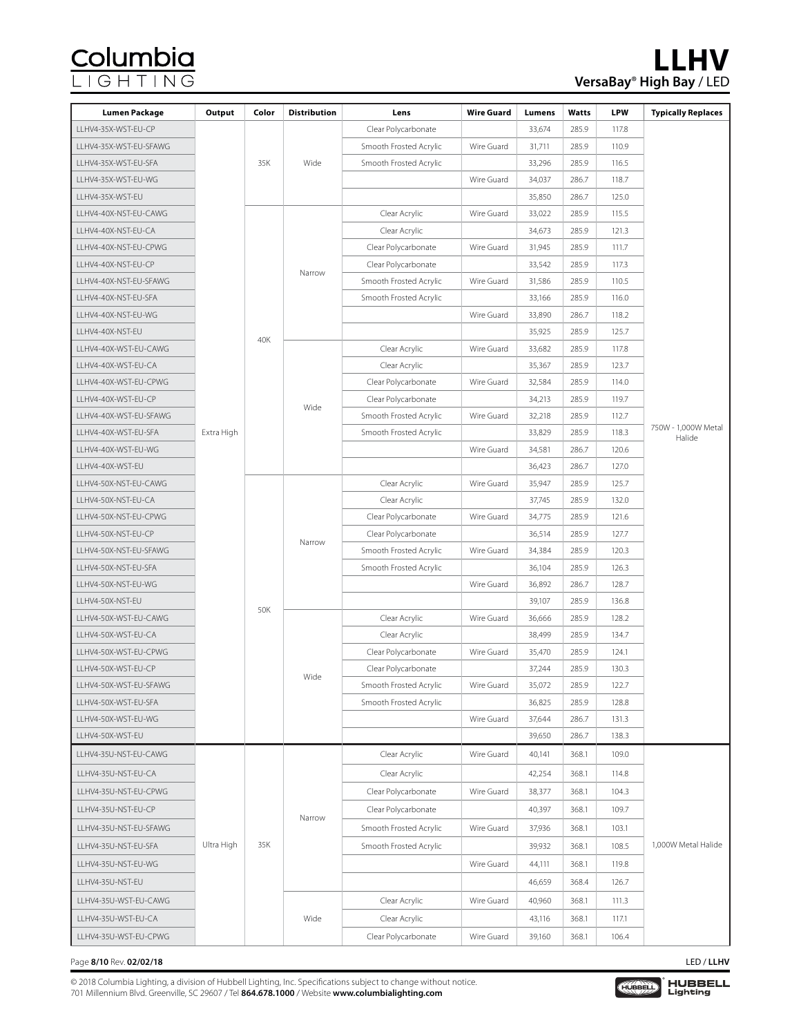# LLHV

## VersaBay® High Bay / LED

| Lumen Package | Output | Color | Distribution | Lens | Wire Guard | Lumens | Watts | LPW | Typically Replaces |
|---|---|---|---|---|---|---|---|---|---|
| LLHV4-35X-WST-EU-CP | Extra High | 35K | Wide | Clear Polycarbonate | | 33,674 | 285.9 | 117.8 | 750W - 1,000W Metal Halide |
| LLHV4-35X-WST-EU-SFAWG | | | | Smooth Frosted Acrylic | Wire Guard | 31,711 | 285.9 | 110.9 | |
| LLHV4-35X-WST-EU-SFA | | | | Smooth Frosted Acrylic | | 33,296 | 285.9 | 116.5 | |
| LLHV4-35X-WST-EU-WG | | | | | Wire Guard | 34,037 | 286.7 | 118.7 | |
| LLHV4-35X-WST-EU | | | | | | 35,850 | 286.7 | 125.0 | |
| LLHV4-40X-NST-EU-CAWG | | 40K | Narrow | Clear Acrylic | Wire Guard | 33,022 | 285.9 | 115.5 | |
| LLHV4-40X-NST-EU-CA | | | | Clear Acrylic | | 34,673 | 285.9 | 121.3 | |
| LLHV4-40X-NST-EU-CPWG | | | | Clear Polycarbonate | Wire Guard | 31,945 | 285.9 | 111.7 | |
| LLHV4-40X-NST-EU-CP | | | | Clear Polycarbonate | | 33,542 | 285.9 | 117.3 | |
| LLHV4-40X-NST-EU-SFAWG | | | | Smooth Frosted Acrylic | Wire Guard | 31,586 | 285.9 | 110.5 | |
| LLHV4-40X-NST-EU-SFA | | | | Smooth Frosted Acrylic | | 33,166 | 285.9 | 116.0 | |
| LLHV4-40X-NST-EU-WG | | | | | Wire Guard | 33,890 | 286.7 | 118.2 | |
| LLHV4-40X-NST-EU | | | | | | 35,925 | 285.9 | 125.7 | |
| LLHV4-40X-WST-EU-CAWG | | | Wide | Clear Acrylic | Wire Guard | 33,682 | 285.9 | 117.8 | |
| LLHV4-40X-WST-EU-CA | | | | Clear Acrylic | | 35,367 | 285.9 | 123.7 | |
| LLHV4-40X-WST-EU-CPWG | | | | Clear Polycarbonate | Wire Guard | 32,584 | 285.9 | 114.0 | |
| LLHV4-40X-WST-EU-CP | | | | Clear Polycarbonate | | 34,213 | 285.9 | 119.7 | |
| LLHV4-40X-WST-EU-SFAWG | | | | Smooth Frosted Acrylic | Wire Guard | 32,218 | 285.9 | 112.7 | |
| LLHV4-40X-WST-EU-SFA | | | | Smooth Frosted Acrylic | | 33,829 | 285.9 | 118.3 | |
| LLHV4-40X-WST-EU-WG | | | | | Wire Guard | 34,581 | 286.7 | 120.6 | |
| LLHV4-40X-WST-EU | | | | | | 36,423 | 286.7 | 127.0 | |
| LLHV4-50X-NST-EU-CAWG | | 50K | Narrow | Clear Acrylic | Wire Guard | 35,947 | 285.9 | 125.7 | |
| LLHV4-50X-NST-EU-CA | | | | Clear Acrylic | | 37,745 | 285.9 | 132.0 | |
| LLHV4-50X-NST-EU-CPWG | | | | Clear Polycarbonate | Wire Guard | 34,775 | 285.9 | 121.6 | |
| LLHV4-50X-NST-EU-CP | | | | Clear Polycarbonate | | 36,514 | 285.9 | 127.7 | |
| LLHV4-50X-NST-EU-SFAWG | | | | Smooth Frosted Acrylic | Wire Guard | 34,384 | 285.9 | 120.3 | |
| LLHV4-50X-NST-EU-SFA | | | | Smooth Frosted Acrylic | | 36,104 | 285.9 | 126.3 | |
| LLHV4-50X-NST-EU-WG | | | | | Wire Guard | 36,892 | 286.7 | 128.7 | |
| LLHV4-50X-NST-EU | | | | | | 39,107 | 285.9 | 136.8 | |
| LLHV4-50X-WST-EU-CAWG | | | Wide | Clear Acrylic | Wire Guard | 36,666 | 285.9 | 128.2 | |
| LLHV4-50X-WST-EU-CA | | | | Clear Acrylic | | 38,499 | 285.9 | 134.7 | |
| LLHV4-50X-WST-EU-CPWG | | | | Clear Polycarbonate | Wire Guard | 35,470 | 285.9 | 124.1 | |
| LLHV4-50X-WST-EU-CP | | | | Clear Polycarbonate | | 37,244 | 285.9 | 130.3 | |
| LLHV4-50X-WST-EU-SFAWG | | | | Smooth Frosted Acrylic | Wire Guard | 35,072 | 285.9 | 122.7 | |
| LLHV4-50X-WST-EU-SFA | | | | Smooth Frosted Acrylic | | 36,825 | 285.9 | 128.8 | |
| LLHV4-50X-WST-EU-WG | | | | | Wire Guard | 37,644 | 286.7 | 131.3 | |
| LLHV4-50X-WST-EU | | | | | | 39,650 | 286.7 | 138.3 | |
| LLHV4-35U-NST-EU-CAWG | Ultra High | 35K | Narrow | Clear Acrylic | Wire Guard | 40,141 | 368.1 | 109.0 | 1,000W Metal Halide |
| LLHV4-35U-NST-EU-CA | | | | Clear Acrylic | | 42,254 | 368.1 | 114.8 | |
| LLHV4-35U-NST-EU-CPWG | | | | Clear Polycarbonate | Wire Guard | 38,377 | 368.1 | 104.3 | |
| LLHV4-35U-NST-EU-CP | | | | Clear Polycarbonate | | 40,397 | 368.1 | 109.7 | |
| LLHV4-35U-NST-EU-SFAWG | | | | Smooth Frosted Acrylic | Wire Guard | 37,936 | 368.1 | 103.1 | |
| LLHV4-35U-NST-EU-SFA | | | | Smooth Frosted Acrylic | | 39,932 | 368.1 | 108.5 | |
| LLHV4-35U-NST-EU-WG | | | | | Wire Guard | 44,111 | 368.1 | 119.8 | |
| LLHV4-35U-NST-EU | | | | | | 46,659 | 368.4 | 126.7 | |
| LLHV4-35U-WST-EU-CAWG | | | Wide | Clear Acrylic | Wire Guard | 40,960 | 368.1 | 111.3 | |
| LLHV4-35U-WST-EU-CA | | | | Clear Acrylic | | 43,116 | 368.1 | 117.1 | |
| LLHV4-35U-WST-EU-CPWG | | | | Clear Polycarbonate | Wire Guard | 39,160 | 368.1 | 106.4 | |

© 2018 Columbia Lighting, a division of Hubbell Lighting, Inc. Specifications subject to change without notice.
701 Millennium Blvd. Greenville, SC 29607 / Tel **864.678.1000** / Website **www.columbialighting.com**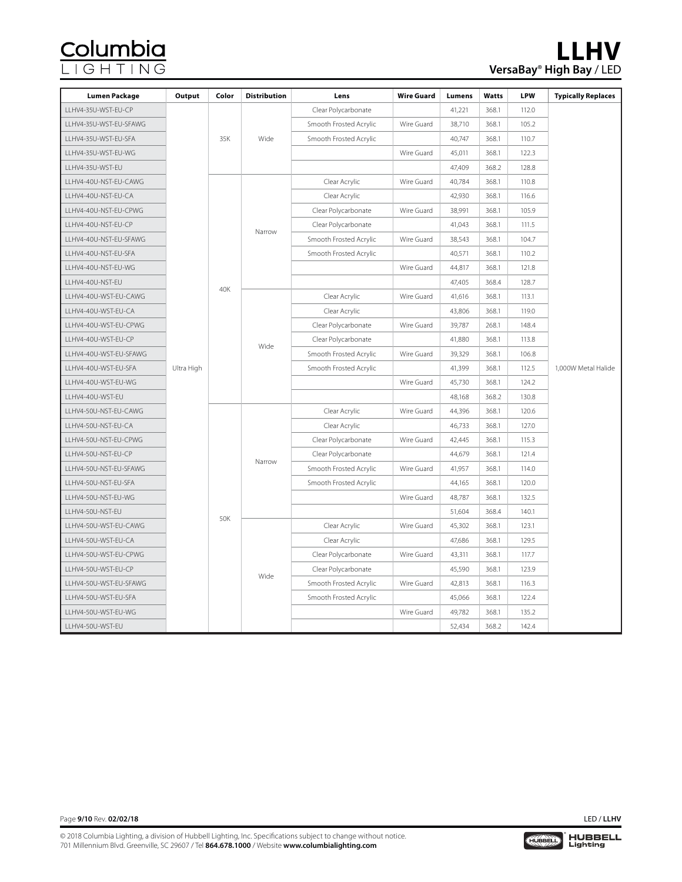| Lumen Package | Output | Color | Distribution | Lens | Wire Guard | Lumens | Watts | LPW | Typically Replaces |
|---|---|---|---|---|---|---|---|---|---|
| LLHV4-35U-WST-EU-CP | Ultra High | 35K | Wide | Clear Polycarbonate | | 41,221 | 368.1 | 112.0 | 1,000W Metal Halide |
| LLHV4-35U-WST-EU-SFAWG | | | | Smooth Frosted Acrylic | Wire Guard | 38,710 | 368.1 | 105.2 | |
| LLHV4-35U-WST-EU-SFA | | | | Smooth Frosted Acrylic | | 40,747 | 368.1 | 110.7 | |
| LLHV4-35U-WST-EU-WG | | | | | Wire Guard | 45,011 | 368.1 | 122.3 | |
| LLHV4-35U-WST-EU | | | | | | 47,409 | 368.2 | 128.8 | |
| LLHV4-40U-NST-EU-CAWG | | 40K | Narrow | Clear Acrylic | Wire Guard | 40,784 | 368.1 | 110.8 | |
| LLHV4-40U-NST-EU-CA | | | | Clear Acrylic | | 42,930 | 368.1 | 116.6 | |
| LLHV4-40U-NST-EU-CPWG | | | | Clear Polycarbonate | Wire Guard | 38,991 | 368.1 | 105.9 | |
| LLHV4-40U-NST-EU-CP | | | | Clear Polycarbonate | | 41,043 | 368.1 | 111.5 | |
| LLHV4-40U-NST-EU-SFAWG | | | | Smooth Frosted Acrylic | Wire Guard | 38,543 | 368.1 | 104.7 | |
| LLHV4-40U-NST-EU-SFA | | | | Smooth Frosted Acrylic | | 40,571 | 368.1 | 110.2 | |
| LLHV4-40U-NST-EU-WG | | | | | Wire Guard | 44,817 | 368.1 | 121.8 | |
| LLHV4-40U-NST-EU | | | | | | 47,405 | 368.4 | 128.7 | |
| LLHV4-40U-WST-EU-CAWG | | | Wide | Clear Acrylic | Wire Guard | 41,616 | 368.1 | 113.1 | |
| LLHV4-40U-WST-EU-CA | | | | Clear Acrylic | | 43,806 | 368.1 | 119.0 | |
| LLHV4-40U-WST-EU-CPWG | | | | Clear Polycarbonate | Wire Guard | 39,787 | 268.1 | 148.4 | |
| LLHV4-40U-WST-EU-CP | | | | Clear Polycarbonate | | 41,880 | 368.1 | 113.8 | |
| LLHV4-40U-WST-EU-SFAWG | | | | Smooth Frosted Acrylic | Wire Guard | 39,329 | 368.1 | 106.8 | |
| LLHV4-40U-WST-EU-SFA | | | | Smooth Frosted Acrylic | | 41,399 | 368.1 | 112.5 | |
| LLHV4-40U-WST-EU-WG | | | | | Wire Guard | 45,730 | 368.1 | 124.2 | |
| LLHV4-40U-WST-EU | | | | | | 48,168 | 368.2 | 130.8 | |
| LLHV4-50U-NST-EU-CAWG | | 50K | Narrow | Clear Acrylic | Wire Guard | 44,396 | 368.1 | 120.6 | |
| LLHV4-50U-NST-EU-CA | | | | Clear Acrylic | | 46,733 | 368.1 | 127.0 | |
| LLHV4-50U-NST-EU-CPWG | | | | Clear Polycarbonate | Wire Guard | 42,445 | 368.1 | 115.3 | |
| LLHV4-50U-NST-EU-CP | | | | Clear Polycarbonate | | 44,679 | 368.1 | 121.4 | |
| LLHV4-50U-NST-EU-SFAWG | | | | Smooth Frosted Acrylic | Wire Guard | 41,957 | 368.1 | 114.0 | |
| LLHV4-50U-NST-EU-SFA | | | | Smooth Frosted Acrylic | | 44,165 | 368.1 | 120.0 | |
| LLHV4-50U-NST-EU-WG | | | | | Wire Guard | 48,787 | 368.1 | 132.5 | |
| LLHV4-50U-NST-EU | | | | | | 51,604 | 368.4 | 140.1 | |
| LLHV4-50U-WST-EU-CAWG | | | Wide | Clear Acrylic | Wire Guard | 45,302 | 368.1 | 123.1 | |
| LLHV4-50U-WST-EU-CA | | | | Clear Acrylic | | 47,686 | 368.1 | 129.5 | |
| LLHV4-50U-WST-EU-CPWG | | | | Clear Polycarbonate | Wire Guard | 43,311 | 368.1 | 117.7 | |
| LLHV4-50U-WST-EU-CP | | | | Clear Polycarbonate | | 45,590 | 368.1 | 123.9 | |
| LLHV4-50U-WST-EU-SFAWG | | | | Smooth Frosted Acrylic | Wire Guard | 42,813 | 368.1 | 116.3 | |
| LLHV4-50U-WST-EU-SFA | | | | Smooth Frosted Acrylic | | 45,066 | 368.1 | 122.4 | |
| LLHV4-50U-WST-EU-WG | | | | | Wire Guard | 49,782 | 368.1 | 135.2 | |
| LLHV4-50U-WST-EU | | | | | | 52,434 | 368.2 | 142.4 | |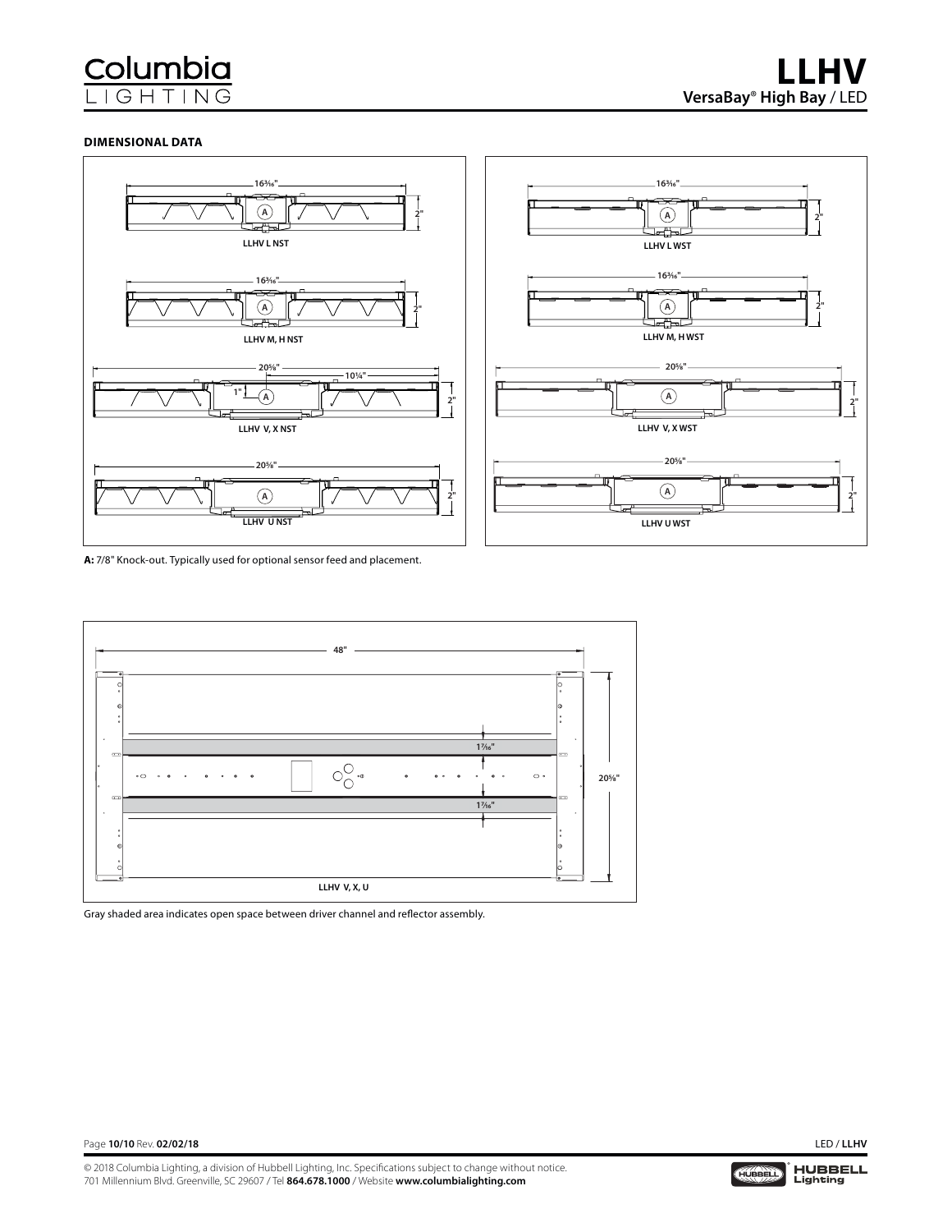## DIMENSIONAL DATA

16³⁄₁₆"
2"
A
LLHV L NST

16³⁄₁₆"
2"
A
LLHV M, H NST

20⅝"
10¼"
1"
2"
A
LLHV V, X NST

20⅝"
2"
A
LLHV U NST

16³⁄₁₆"
2"
A
LLHV L WST

16³⁄₁₆"
2"
A
LLHV M, H WST

20⅝"
2"
A
LLHV V, X WST

20⅝"
2"
A
LLHV U WST

**A:** 7/8" Knock-out. Typically used for optional sensor feed and placement.

48"
1⁷⁄₁₆"
1⁷⁄₁₆"
20⅝"
LLHV V, X, U

Gray shaded area indicates open space between driver channel and reflector assembly.

© 2018 Columbia Lighting, a division of Hubbell Lighting, Inc. Specifications subject to change without notice.
701 Millennium Blvd. Greenville, SC 29607 / Tel **864.678.1000** / Website **www.columbialighting.com**